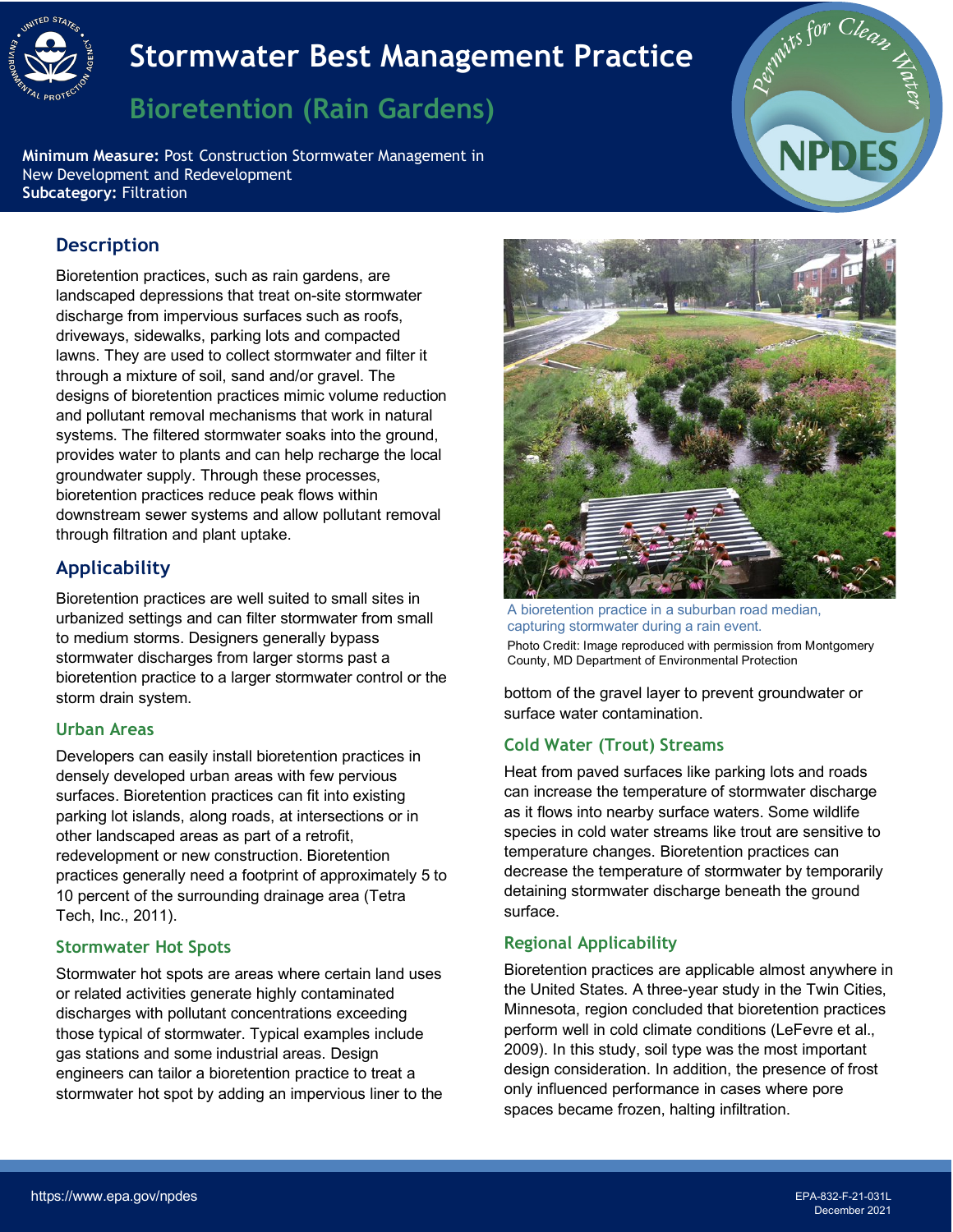# Stormwater Best Management Practice

## Bioretention (Rain Gardens)

**Minimum Measure:** Post Construction Stormwater Management in New Development and Redevelopment
**Subcategory:** Filtration

## Description

Bioretention practices, such as rain gardens, are landscaped depressions that treat on-site stormwater discharge from impervious surfaces such as roofs, driveways, sidewalks, parking lots and compacted lawns. They are used to collect stormwater and filter it through a mixture of soil, sand and/or gravel. The designs of bioretention practices mimic volume reduction and pollutant removal mechanisms that work in natural systems. The filtered stormwater soaks into the ground, provides water to plants and can help recharge the local groundwater supply. Through these processes, bioretention practices reduce peak flows within downstream sewer systems and allow pollutant removal through filtration and plant uptake.

## Applicability

Bioretention practices are well suited to small sites in urbanized settings and can filter stormwater from small to medium storms. Designers generally bypass stormwater discharges from larger storms past a bioretention practice to a larger stormwater control or the storm drain system.

### Urban Areas

Developers can easily install bioretention practices in densely developed urban areas with few pervious surfaces. Bioretention practices can fit into existing parking lot islands, along roads, at intersections or in other landscaped areas as part of a retrofit, redevelopment or new construction. Bioretention practices generally need a footprint of approximately 5 to 10 percent of the surrounding drainage area (Tetra Tech, Inc., 2011).

### Stormwater Hot Spots

Stormwater hot spots are areas where certain land uses or related activities generate highly contaminated discharges with pollutant concentrations exceeding those typical of stormwater. Typical examples include gas stations and some industrial areas. Design engineers can tailor a bioretention practice to treat a stormwater hot spot by adding an impervious liner to the bottom of the gravel layer to prevent groundwater or surface water contamination.

A bioretention practice in a suburban road median, capturing stormwater during a rain event.

Photo Credit: Image reproduced with permission from Montgomery County, MD Department of Environmental Protection

### Cold Water (Trout) Streams

Heat from paved surfaces like parking lots and roads can increase the temperature of stormwater discharge as it flows into nearby surface waters. Some wildlife species in cold water streams like trout are sensitive to temperature changes. Bioretention practices can decrease the temperature of stormwater by temporarily detaining stormwater discharge beneath the ground surface.

### Regional Applicability

Bioretention practices are applicable almost anywhere in the United States. A three-year study in the Twin Cities, Minnesota, region concluded that bioretention practices perform well in cold climate conditions (LeFevre et al., 2009). In this study, soil type was the most important design consideration. In addition, the presence of frost only influenced performance in cases where pore spaces became frozen, halting infiltration.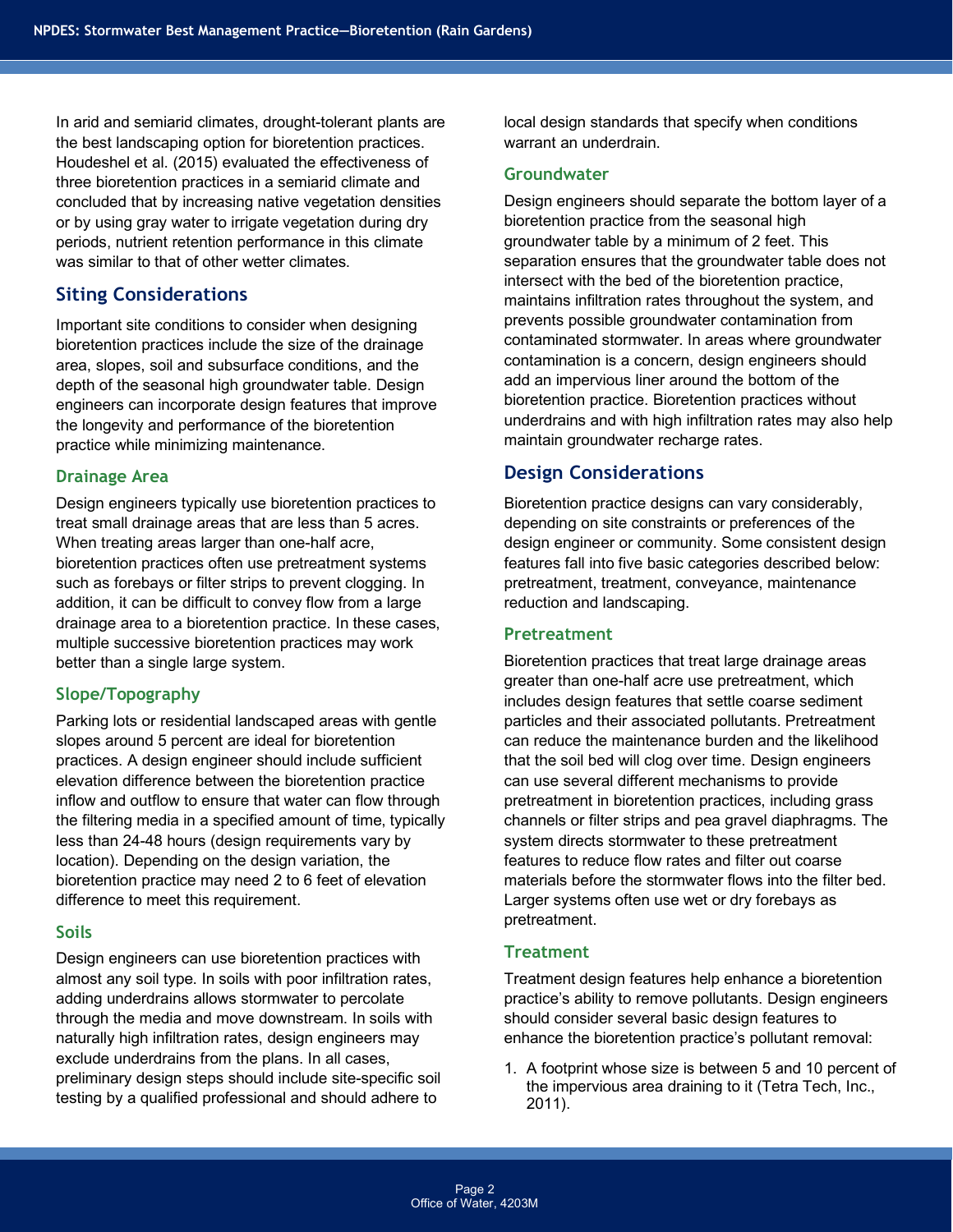In arid and semiarid climates, drought-tolerant plants are the best landscaping option for bioretention practices. Houdeshel et al. (2015) evaluated the effectiveness of three bioretention practices in a semiarid climate and concluded that by increasing native vegetation densities or by using gray water to irrigate vegetation during dry periods, nutrient retention performance in this climate was similar to that of other wetter climates.

## Siting Considerations

Important site conditions to consider when designing bioretention practices include the size of the drainage area, slopes, soil and subsurface conditions, and the depth of the seasonal high groundwater table. Design engineers can incorporate design features that improve the longevity and performance of the bioretention practice while minimizing maintenance.

### Drainage Area

Design engineers typically use bioretention practices to treat small drainage areas that are less than 5 acres. When treating areas larger than one-half acre, bioretention practices often use pretreatment systems such as forebays or filter strips to prevent clogging. In addition, it can be difficult to convey flow from a large drainage area to a bioretention practice. In these cases, multiple successive bioretention practices may work better than a single large system.

### Slope/Topography

Parking lots or residential landscaped areas with gentle slopes around 5 percent are ideal for bioretention practices. A design engineer should include sufficient elevation difference between the bioretention practice inflow and outflow to ensure that water can flow through the filtering media in a specified amount of time, typically less than 24-48 hours (design requirements vary by location). Depending on the design variation, the bioretention practice may need 2 to 6 feet of elevation difference to meet this requirement.

### Soils

Design engineers can use bioretention practices with almost any soil type. In soils with poor infiltration rates, adding underdrains allows stormwater to percolate through the media and move downstream. In soils with naturally high infiltration rates, design engineers may exclude underdrains from the plans. In all cases, preliminary design steps should include site-specific soil testing by a qualified professional and should adhere to local design standards that specify when conditions warrant an underdrain.

### Groundwater

Design engineers should separate the bottom layer of a bioretention practice from the seasonal high groundwater table by a minimum of 2 feet. This separation ensures that the groundwater table does not intersect with the bed of the bioretention practice, maintains infiltration rates throughout the system, and prevents possible groundwater contamination from contaminated stormwater. In areas where groundwater contamination is a concern, design engineers should add an impervious liner around the bottom of the bioretention practice. Bioretention practices without underdrains and with high infiltration rates may also help maintain groundwater recharge rates.

## Design Considerations

Bioretention practice designs can vary considerably, depending on site constraints or preferences of the design engineer or community. Some consistent design features fall into five basic categories described below: pretreatment, treatment, conveyance, maintenance reduction and landscaping.

### Pretreatment

Bioretention practices that treat large drainage areas greater than one-half acre use pretreatment, which includes design features that settle coarse sediment particles and their associated pollutants. Pretreatment can reduce the maintenance burden and the likelihood that the soil bed will clog over time. Design engineers can use several different mechanisms to provide pretreatment in bioretention practices, including grass channels or filter strips and pea gravel diaphragms. The system directs stormwater to these pretreatment features to reduce flow rates and filter out coarse materials before the stormwater flows into the filter bed. Larger systems often use wet or dry forebays as pretreatment.

### Treatment

Treatment design features help enhance a bioretention practice's ability to remove pollutants. Design engineers should consider several basic design features to enhance the bioretention practice's pollutant removal:

1. A footprint whose size is between 5 and 10 percent of the impervious area draining to it (Tetra Tech, Inc., 2011).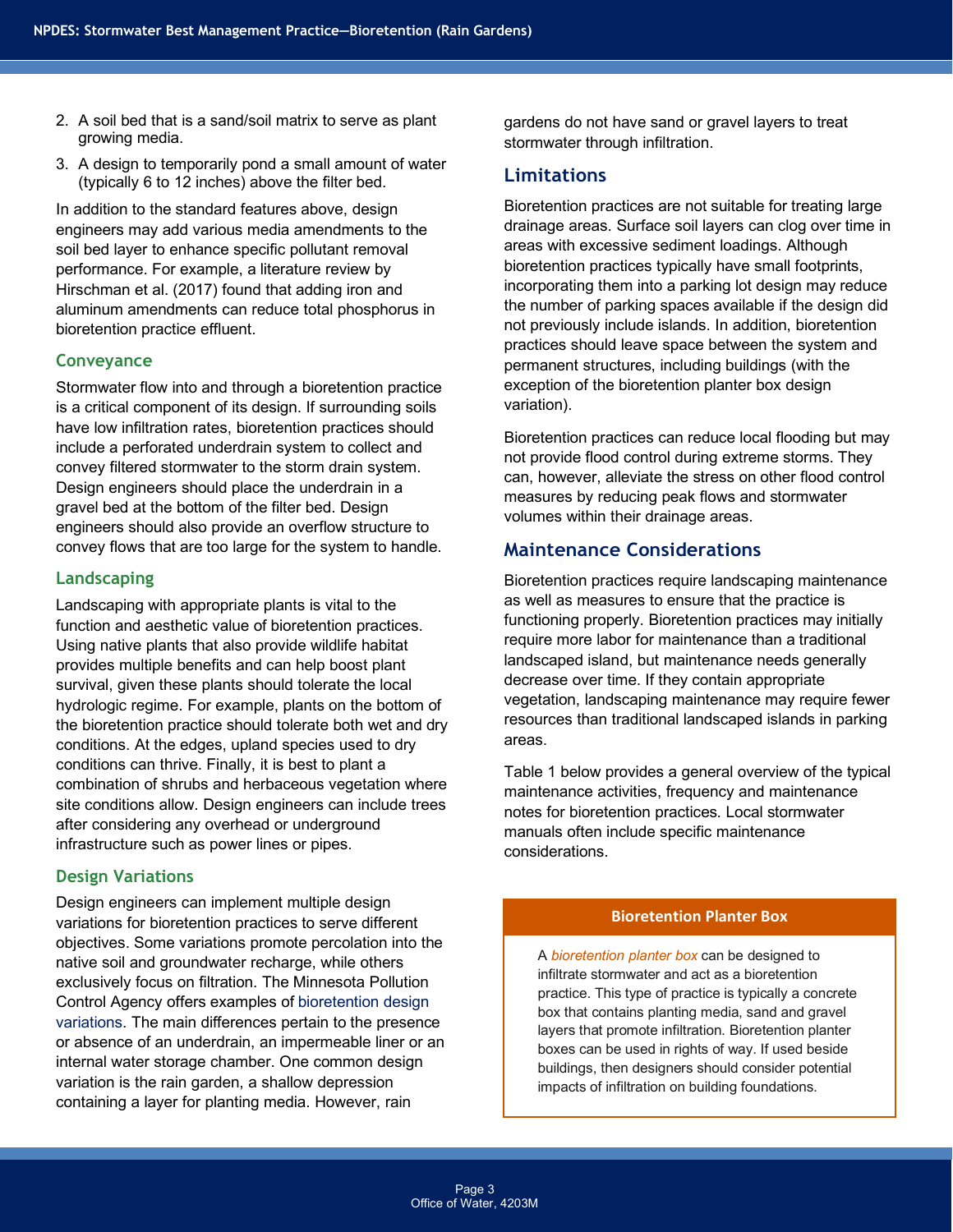2. A soil bed that is a sand/soil matrix to serve as plant growing media.
3. A design to temporarily pond a small amount of water (typically 6 to 12 inches) above the filter bed.

In addition to the standard features above, design engineers may add various media amendments to the soil bed layer to enhance specific pollutant removal performance. For example, a literature review by Hirschman et al. (2017) found that adding iron and aluminum amendments can reduce total phosphorus in bioretention practice effluent.

### Conveyance

Stormwater flow into and through a bioretention practice is a critical component of its design. If surrounding soils have low infiltration rates, bioretention practices should include a perforated underdrain system to collect and convey filtered stormwater to the storm drain system. Design engineers should place the underdrain in a gravel bed at the bottom of the filter bed. Design engineers should also provide an overflow structure to convey flows that are too large for the system to handle.

### Landscaping

Landscaping with appropriate plants is vital to the function and aesthetic value of bioretention practices. Using native plants that also provide wildlife habitat provides multiple benefits and can help boost plant survival, given these plants should tolerate the local hydrologic regime. For example, plants on the bottom of the bioretention practice should tolerate both wet and dry conditions. At the edges, upland species used to dry conditions can thrive. Finally, it is best to plant a combination of shrubs and herbaceous vegetation where site conditions allow. Design engineers can include trees after considering any overhead or underground infrastructure such as power lines or pipes.

### Design Variations

Design engineers can implement multiple design variations for bioretention practices to serve different objectives. Some variations promote percolation into the native soil and groundwater recharge, while others exclusively focus on filtration. The Minnesota Pollution Control Agency offers examples of bioretention design variations. The main differences pertain to the presence or absence of an underdrain, an impermeable liner or an internal water storage chamber. One common design variation is the rain garden, a shallow depression containing a layer for planting media. However, rain gardens do not have sand or gravel layers to treat stormwater through infiltration.

## Limitations

Bioretention practices are not suitable for treating large drainage areas. Surface soil layers can clog over time in areas with excessive sediment loadings. Although bioretention practices typically have small footprints, incorporating them into a parking lot design may reduce the number of parking spaces available if the design did not previously include islands. In addition, bioretention practices should leave space between the system and permanent structures, including buildings (with the exception of the bioretention planter box design variation).

Bioretention practices can reduce local flooding but may not provide flood control during extreme storms. They can, however, alleviate the stress on other flood control measures by reducing peak flows and stormwater volumes within their drainage areas.

## Maintenance Considerations

Bioretention practices require landscaping maintenance as well as measures to ensure that the practice is functioning properly. Bioretention practices may initially require more labor for maintenance than a traditional landscaped island, but maintenance needs generally decrease over time. If they contain appropriate vegetation, landscaping maintenance may require fewer resources than traditional landscaped islands in parking areas.

Table 1 below provides a general overview of the typical maintenance activities, frequency and maintenance notes for bioretention practices. Local stormwater manuals often include specific maintenance considerations.

**Bioretention Planter Box**

A *bioretention planter box* can be designed to infiltrate stormwater and act as a bioretention practice. This type of practice is typically a concrete box that contains planting media, sand and gravel layers that promote infiltration. Bioretention planter boxes can be used in rights of way. If used beside buildings, then designers should consider potential impacts of infiltration on building foundations.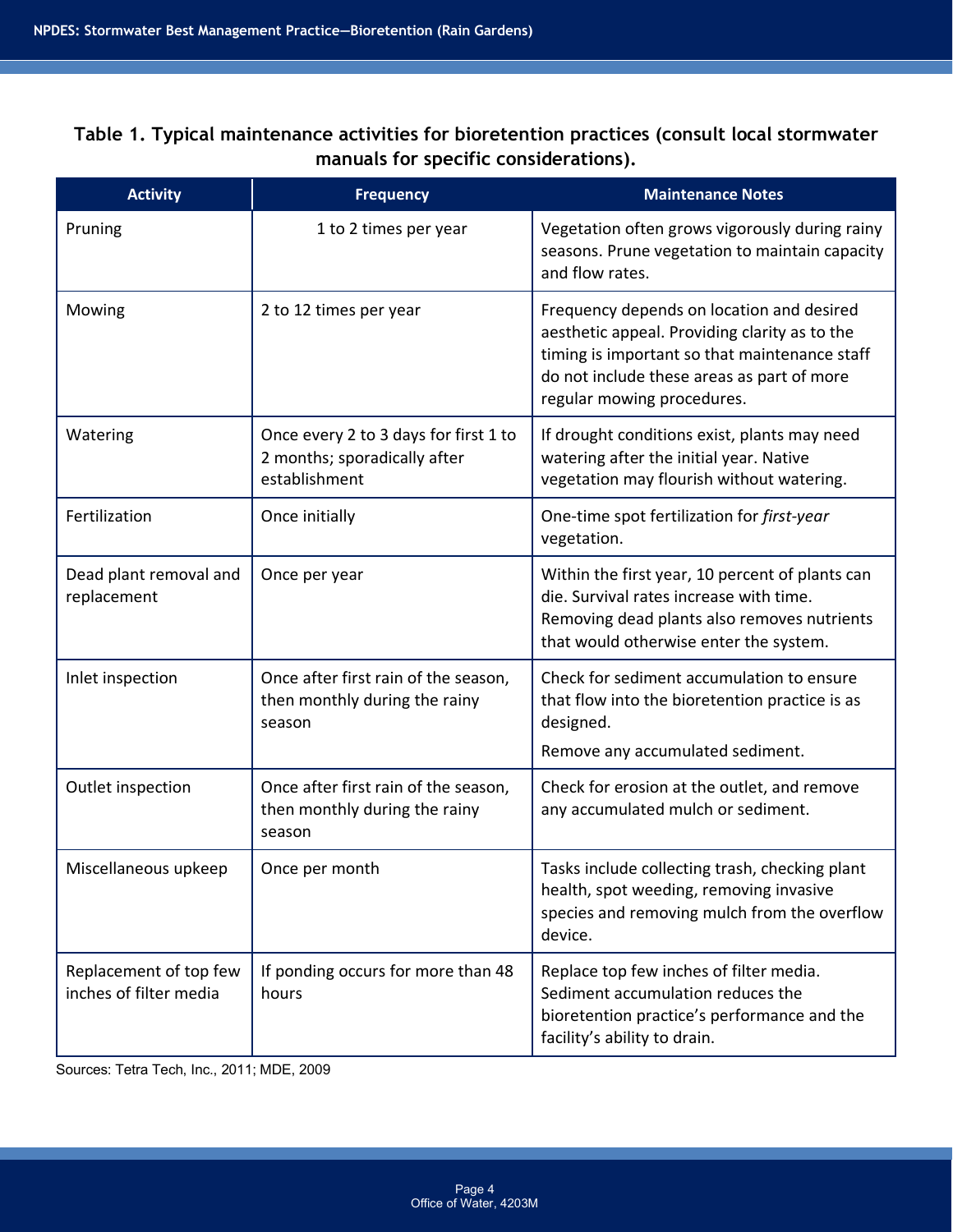**Table 1. Typical maintenance activities for bioretention practices (consult local stormwater manuals for specific considerations).**

| Activity | Frequency | Maintenance Notes |
| --- | --- | --- |
| Pruning | 1 to 2 times per year | Vegetation often grows vigorously during rainy seasons. Prune vegetation to maintain capacity and flow rates. |
| Mowing | 2 to 12 times per year | Frequency depends on location and desired aesthetic appeal. Providing clarity as to the timing is important so that maintenance staff do not include these areas as part of more regular mowing procedures. |
| Watering | Once every 2 to 3 days for first 1 to 2 months; sporadically after establishment | If drought conditions exist, plants may need watering after the initial year. Native vegetation may flourish without watering. |
| Fertilization | Once initially | One-time spot fertilization for *first-year* vegetation. |
| Dead plant removal and replacement | Once per year | Within the first year, 10 percent of plants can die. Survival rates increase with time. Removing dead plants also removes nutrients that would otherwise enter the system. |
| Inlet inspection | Once after first rain of the season, then monthly during the rainy season | Check for sediment accumulation to ensure that flow into the bioretention practice is as designed. Remove any accumulated sediment. |
| Outlet inspection | Once after first rain of the season, then monthly during the rainy season | Check for erosion at the outlet, and remove any accumulated mulch or sediment. |
| Miscellaneous upkeep | Once per month | Tasks include collecting trash, checking plant health, spot weeding, removing invasive species and removing mulch from the overflow device. |
| Replacement of top few inches of filter media | If ponding occurs for more than 48 hours | Replace top few inches of filter media. Sediment accumulation reduces the bioretention practice's performance and the facility's ability to drain. |

Sources: Tetra Tech, Inc., 2011; MDE, 2009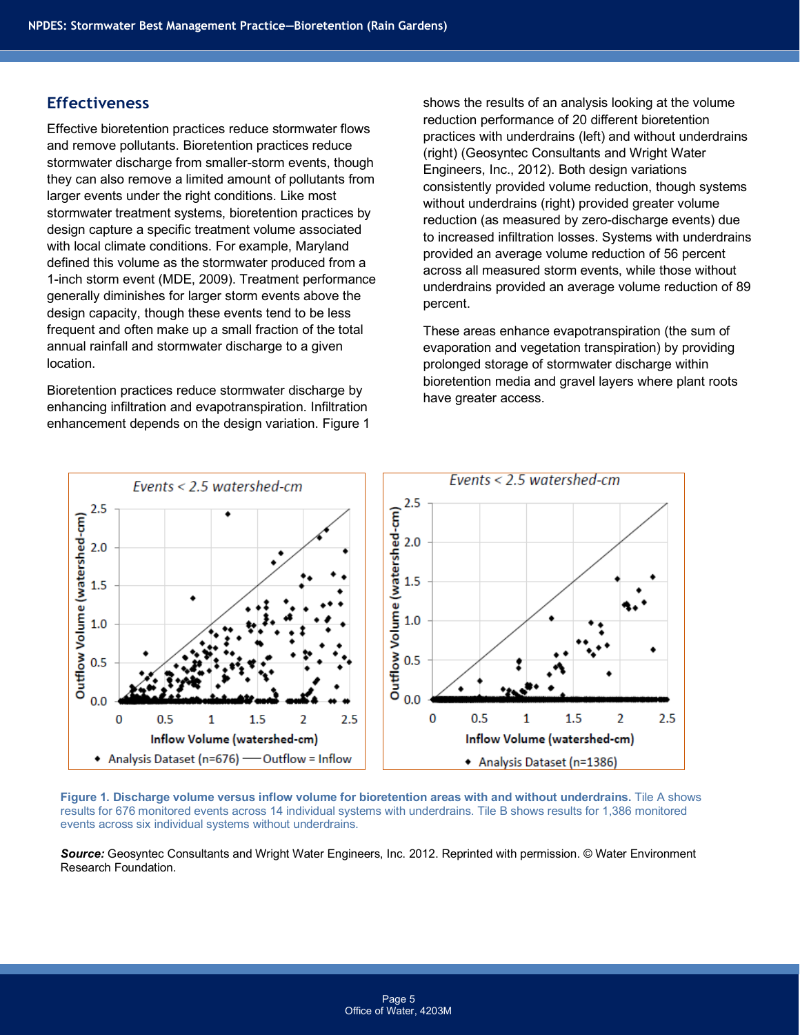## Effectiveness

Effective bioretention practices reduce stormwater flows and remove pollutants. Bioretention practices reduce stormwater discharge from smaller-storm events, though they can also remove a limited amount of pollutants from larger events under the right conditions. Like most stormwater treatment systems, bioretention practices by design capture a specific treatment volume associated with local climate conditions. For example, Maryland defined this volume as the stormwater produced from a 1-inch storm event (MDE, 2009). Treatment performance generally diminishes for larger storm events above the design capacity, though these events tend to be less frequent and often make up a small fraction of the total annual rainfall and stormwater discharge to a given location.

Bioretention practices reduce stormwater discharge by enhancing infiltration and evapotranspiration. Infiltration enhancement depends on the design variation. Figure 1 shows the results of an analysis looking at the volume reduction performance of 20 different bioretention practices with underdrains (left) and without underdrains (right) (Geosyntec Consultants and Wright Water Engineers, Inc., 2012). Both design variations consistently provided volume reduction, though systems without underdrains (right) provided greater volume reduction (as measured by zero-discharge events) due to increased infiltration losses. Systems with underdrains provided an average volume reduction of 56 percent across all measured storm events, while those without underdrains provided an average volume reduction of 89 percent.

These areas enhance evapotranspiration (the sum of evaporation and vegetation transpiration) by providing prolonged storage of stormwater discharge within bioretention media and gravel layers where plant roots have greater access.

**Figure 1. Discharge volume versus inflow volume for bioretention areas with and without underdrains.** Tile A shows results for 676 monitored events across 14 individual systems with underdrains. Tile B shows results for 1,386 monitored events across six individual systems without underdrains.

***Source:*** Geosyntec Consultants and Wright Water Engineers, Inc. 2012. Reprinted with permission. © Water Environment Research Foundation.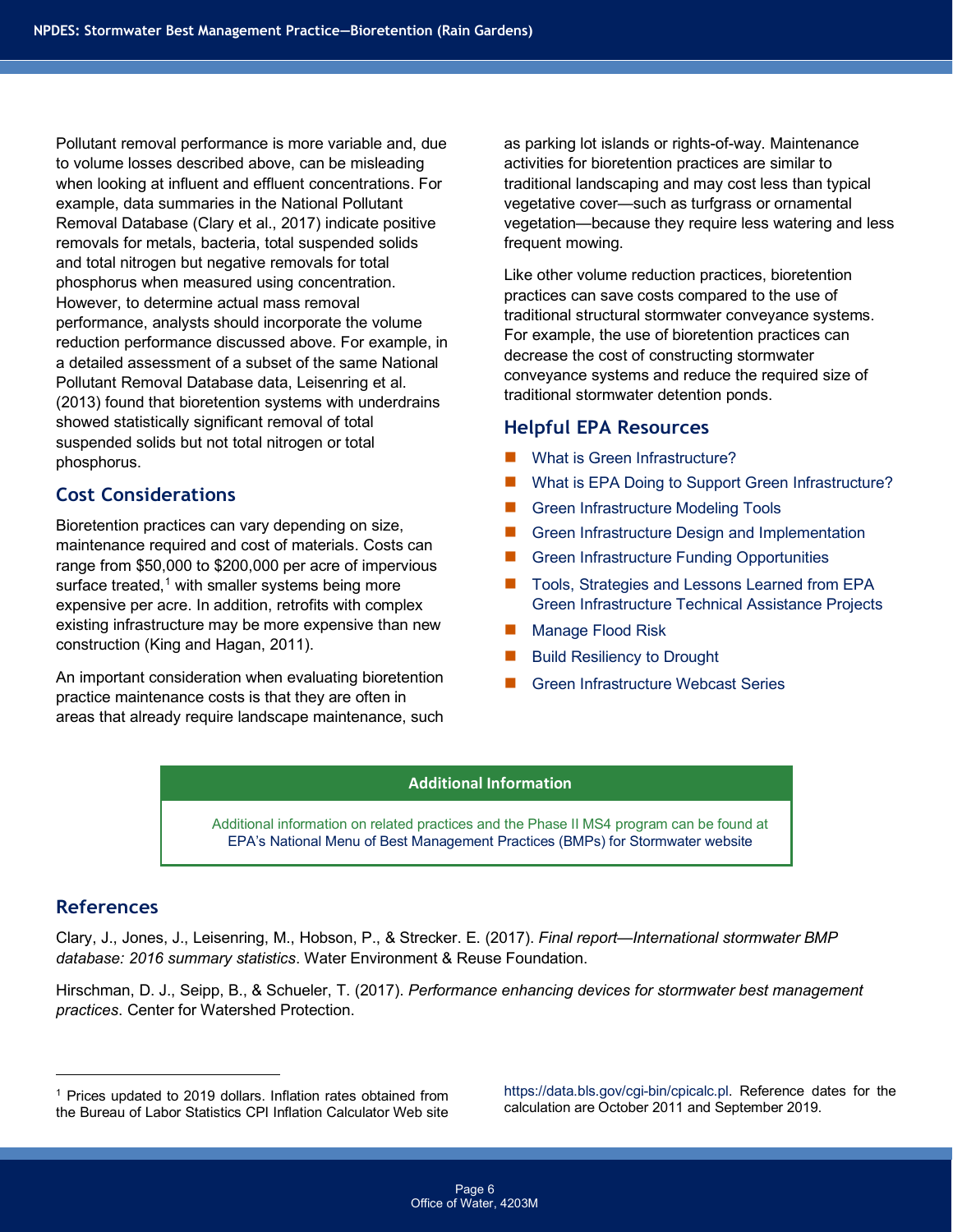Pollutant removal performance is more variable and, due to volume losses described above, can be misleading when looking at influent and effluent concentrations. For example, data summaries in the National Pollutant Removal Database (Clary et al., 2017) indicate positive removals for metals, bacteria, total suspended solids and total nitrogen but negative removals for total phosphorus when measured using concentration. However, to determine actual mass removal performance, analysts should incorporate the volume reduction performance discussed above. For example, in a detailed assessment of a subset of the same National Pollutant Removal Database data, Leisenring et al. (2013) found that bioretention systems with underdrains showed statistically significant removal of total suspended solids but not total nitrogen or total phosphorus.

## Cost Considerations

Bioretention practices can vary depending on size, maintenance required and cost of materials. Costs can range from $50,000 to $200,000 per acre of impervious surface treated,[1] with smaller systems being more expensive per acre. In addition, retrofits with complex existing infrastructure may be more expensive than new construction (King and Hagan, 2011).

An important consideration when evaluating bioretention practice maintenance costs is that they are often in areas that already require landscape maintenance, such as parking lot islands or rights-of-way. Maintenance activities for bioretention practices are similar to traditional landscaping and may cost less than typical vegetative cover—such as turfgrass or ornamental vegetation—because they require less watering and less frequent mowing.

Like other volume reduction practices, bioretention practices can save costs compared to the use of traditional structural stormwater conveyance systems. For example, the use of bioretention practices can decrease the cost of constructing stormwater conveyance systems and reduce the required size of traditional stormwater detention ponds.

## Helpful EPA Resources

- What is Green Infrastructure?
- What is EPA Doing to Support Green Infrastructure?
- Green Infrastructure Modeling Tools
- Green Infrastructure Design and Implementation
- Green Infrastructure Funding Opportunities
- Tools, Strategies and Lessons Learned from EPA Green Infrastructure Technical Assistance Projects
- Manage Flood Risk
- Build Resiliency to Drought
- Green Infrastructure Webcast Series

**Additional Information**

Additional information on related practices and the Phase II MS4 program can be found at EPA's National Menu of Best Management Practices (BMPs) for Stormwater website

## References

Clary, J., Jones, J., Leisenring, M., Hobson, P., & Strecker. E. (2017). *Final report—International stormwater BMP database: 2016 summary statistics*. Water Environment & Reuse Foundation.

Hirschman, D. J., Seipp, B., & Schueler, T. (2017). *Performance enhancing devices for stormwater best management practices*. Center for Watershed Protection.

---

[1] Prices updated to 2019 dollars. Inflation rates obtained from the Bureau of Labor Statistics CPI Inflation Calculator Web site https://data.bls.gov/cgi-bin/cpicalc.pl. Reference dates for the calculation are October 2011 and September 2019.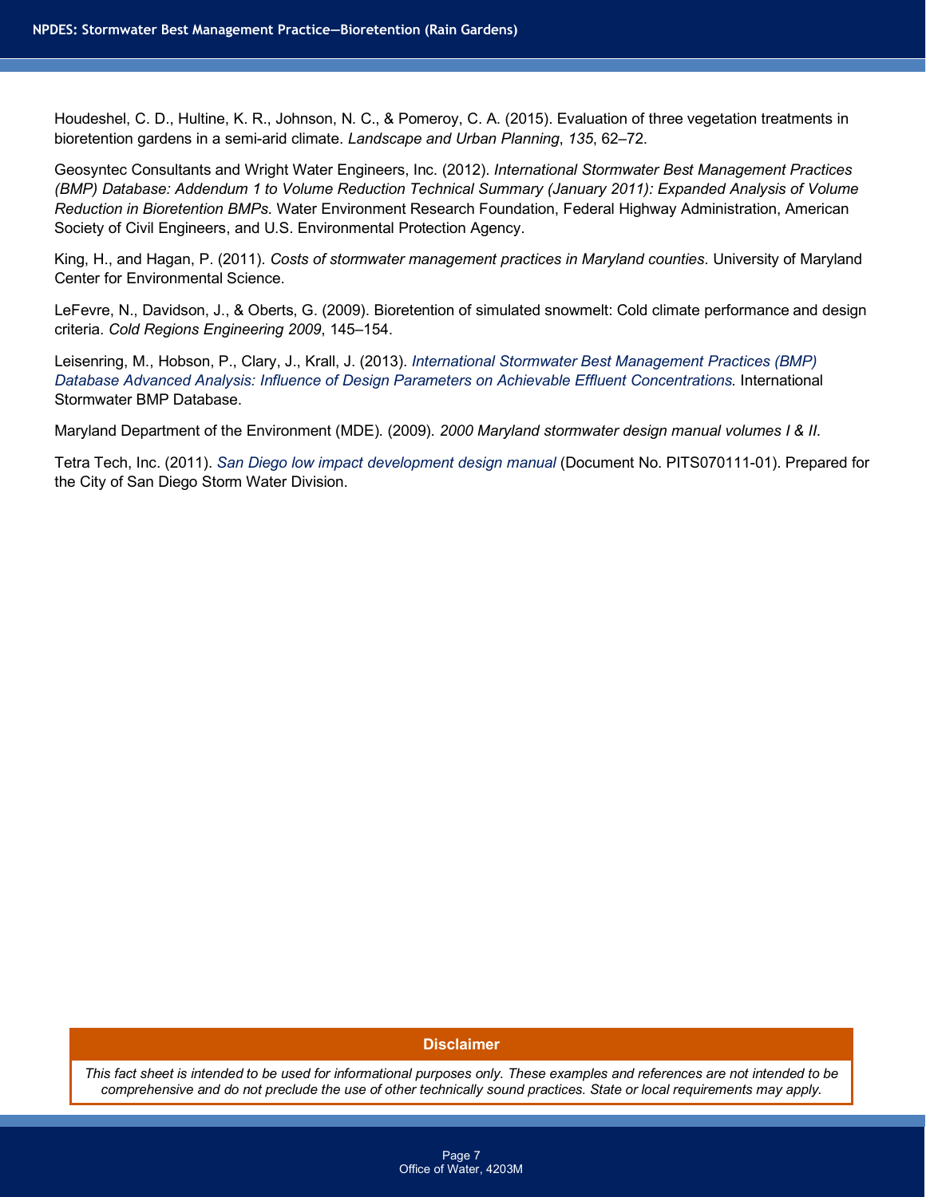Houdeshel, C. D., Hultine, K. R., Johnson, N. C., & Pomeroy, C. A. (2015). Evaluation of three vegetation treatments in bioretention gardens in a semi-arid climate. *Landscape and Urban Planning*, *135*, 62–72.

Geosyntec Consultants and Wright Water Engineers, Inc. (2012). *International Stormwater Best Management Practices (BMP) Database: Addendum 1 to Volume Reduction Technical Summary (January 2011): Expanded Analysis of Volume Reduction in Bioretention BMPs.* Water Environment Research Foundation, Federal Highway Administration, American Society of Civil Engineers, and U.S. Environmental Protection Agency.

King, H., and Hagan, P. (2011). *Costs of stormwater management practices in Maryland counties*. University of Maryland Center for Environmental Science.

LeFevre, N., Davidson, J., & Oberts, G. (2009). Bioretention of simulated snowmelt: Cold climate performance and design criteria. *Cold Regions Engineering 2009*, 145–154.

Leisenring, M., Hobson, P., Clary, J., Krall, J. (2013). *International Stormwater Best Management Practices (BMP) Database Advanced Analysis: Influence of Design Parameters on Achievable Effluent Concentrations*. International Stormwater BMP Database.

Maryland Department of the Environment (MDE). (2009). *2000 Maryland stormwater design manual volumes I & II*.

Tetra Tech, Inc. (2011). *San Diego low impact development design manual* (Document No. PITS070111-01). Prepared for the City of San Diego Storm Water Division.

**Disclaimer**

*This fact sheet is intended to be used for informational purposes only. These examples and references are not intended to be comprehensive and do not preclude the use of other technically sound practices. State or local requirements may apply.*